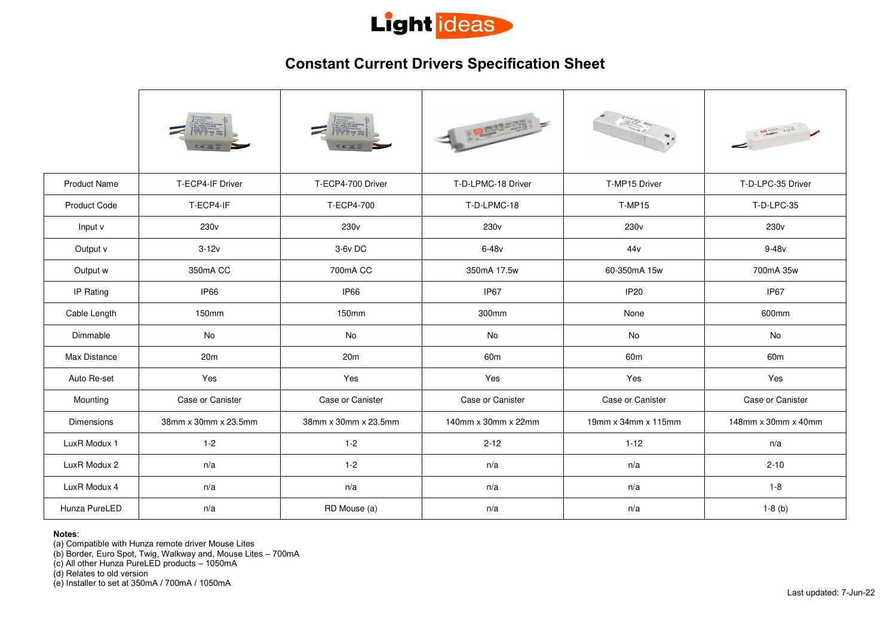# Constant Current Drivers Specification Sheet

| | | | | | |
|---|---|---|---|---|---|
| Product Name | T-ECP4-IF Driver | T-ECP4-700 Driver | T-D-LPMC-18 Driver | T-MP15 Driver | T-D-LPC-35 Driver |
| Product Code | T-ECP4-IF | T-ECP4-700 | T-D-LPMC-18 | T-MP15 | T-D-LPC-35 |
| Input v | 230v | 230v | 230v | 230v | 230v |
| Output v | 3-12v | 3-6v DC | 6-48v | 44v | 9-48v |
| Output w | 350mA CC | 700mA CC | 350mA 17.5w | 60-350mA 15w | 700mA 35w |
| IP Rating | IP66 | IP66 | IP67 | IP20 | IP67 |
| Cable Length | 150mm | 150mm | 300mm | None | 600mm |
| Dimmable | No | No | No | No | No |
| Max Distance | 20m | 20m | 60m | 60m | 60m |
| Auto Re-set | Yes | Yes | Yes | Yes | Yes |
| Mounting | Case or Canister | Case or Canister | Case or Canister | Case or Canister | Case or Canister |
| Dimensions | 38mm x 30mm x 23.5mm | 38mm x 30mm x 23.5mm | 140mm x 30mm x 22mm | 19mm x 34mm x 115mm | 148mm x 30mm x 40mm |
| LuxR Modux 1 | 1-2 | 1-2 | 2-12 | 1-12 | n/a |
| LuxR Modux 2 | n/a | 1-2 | n/a | n/a | 2-10 |
| LuxR Modux 4 | n/a | n/a | n/a | n/a | 1-8 |
| Hunza PureLED | n/a | RD Mouse (a) | n/a | n/a | 1-8 (b) |

**Notes**:

(a) Compatible with Hunza remote driver Mouse Lites
(b) Border, Euro Spot, Twig, Walkway and, Mouse Lites – 700mA
(c) All other Hunza PureLED products – 1050mA
(d) Relates to old version
(e) Installer to set at 350mA / 700mA / 1050mA

Last updated: 7-Jun-22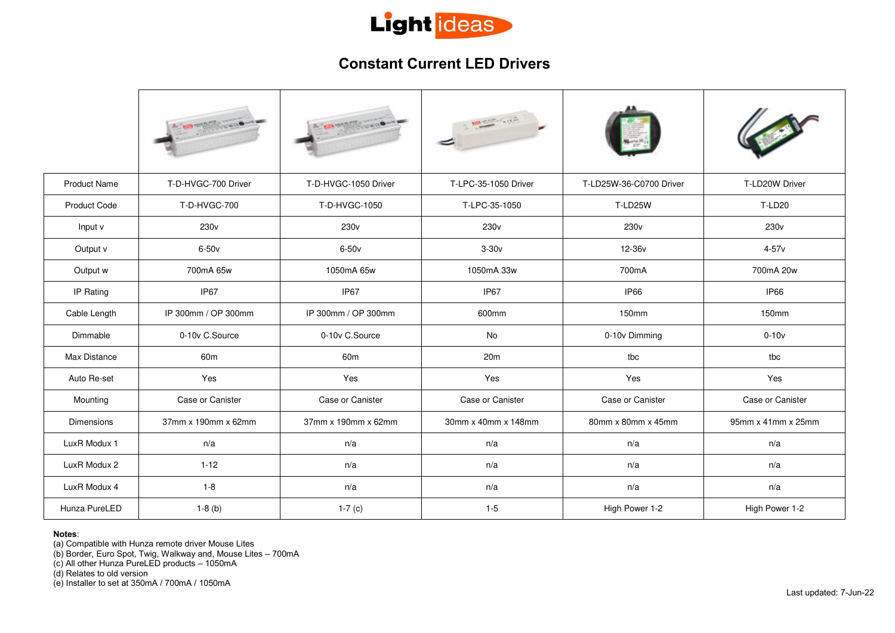# Constant Current LED Drivers

| | | | | | |
|---|---|---|---|---|---|
| Product Name | T-D-HVGC-700 Driver | T-D-HVGC-1050 Driver | T-LPC-35-1050 Driver | T-LD25W-36-C0700 Driver | T-LD20W Driver |
| Product Code | T-D-HVGC-700 | T-D-HVGC-1050 | T-LPC-35-1050 | T-LD25W | T-LD20 |
| Input v | 230v | 230v | 230v | 230v | 230v |
| Output v | 6-50v | 6-50v | 3-30v | 12-36v | 4-57v |
| Output w | 700mA 65w | 1050mA 65w | 1050mA 33w | 700mA | 700mA 20w |
| IP Rating | IP67 | IP67 | IP67 | IP66 | IP66 |
| Cable Length | IP 300mm / OP 300mm | IP 300mm / OP 300mm | 600mm | 150mm | 150mm |
| Dimmable | 0-10v C.Source | 0-10v C.Source | No | 0-10v Dimming | 0-10v |
| Max Distance | 60m | 60m | 20m | tbc | tbc |
| Auto Re-set | Yes | Yes | Yes | Yes | Yes |
| Mounting | Case or Canister | Case or Canister | Case or Canister | Case or Canister | Case or Canister |
| Dimensions | 37mm x 190mm x 62mm | 37mm x 190mm x 62mm | 30mm x 40mm x 148mm | 80mm x 80mm x 45mm | 95mm x 41mm x 25mm |
| LuxR Modux 1 | n/a | n/a | n/a | n/a | n/a |
| LuxR Modux 2 | 1-12 | n/a | n/a | n/a | n/a |
| LuxR Modux 4 | 1-8 | n/a | n/a | n/a | n/a |
| Hunza PureLED | 1-8 (b) | 1-7 (c) | 1-5 | High Power 1-2 | High Power 1-2 |

**Notes**:
(a) Compatible with Hunza remote driver Mouse Lites
(b) Border, Euro Spot, Twig, Walkway and, Mouse Lites – 700mA
(c) All other Hunza PureLED products – 1050mA
(d) Relates to old version
(e) Installer to set at 350mA / 700mA / 1050mA

Last updated: 7-Jun-22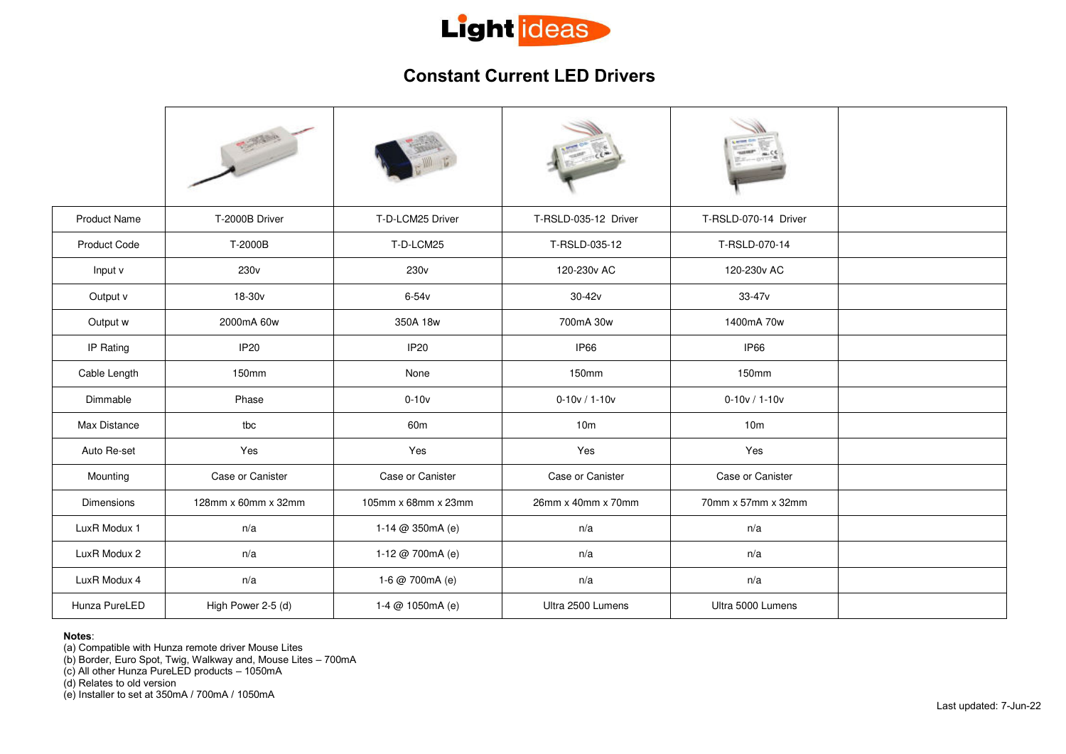# Constant Current LED Drivers

| | | | | | |
|---|---|---|---|---|---|
| Product Name | T-2000B Driver | T-D-LCM25 Driver | T-RSLD-035-12 Driver | T-RSLD-070-14 Driver | |
| Product Code | T-2000B | T-D-LCM25 | T-RSLD-035-12 | T-RSLD-070-14 | |
| Input v | 230v | 230v | 120-230v AC | 120-230v AC | |
| Output v | 18-30v | 6-54v | 30-42v | 33-47v | |
| Output w | 2000mA 60w | 350A 18w | 700mA 30w | 1400mA 70w | |
| IP Rating | IP20 | IP20 | IP66 | IP66 | |
| Cable Length | 150mm | None | 150mm | 150mm | |
| Dimmable | Phase | 0-10v | 0-10v / 1-10v | 0-10v / 1-10v | |
| Max Distance | tbc | 60m | 10m | 10m | |
| Auto Re-set | Yes | Yes | Yes | Yes | |
| Mounting | Case or Canister | Case or Canister | Case or Canister | Case or Canister | |
| Dimensions | 128mm x 60mm x 32mm | 105mm x 68mm x 23mm | 26mm x 40mm x 70mm | 70mm x 57mm x 32mm | |
| LuxR Modux 1 | n/a | 1-14 @ 350mA (e) | n/a | n/a | |
| LuxR Modux 2 | n/a | 1-12 @ 700mA (e) | n/a | n/a | |
| LuxR Modux 4 | n/a | 1-6 @ 700mA (e) | n/a | n/a | |
| Hunza PureLED | High Power 2-5 (d) | 1-4 @ 1050mA (e) | Ultra 2500 Lumens | Ultra 5000 Lumens | |

**Notes**:
(a) Compatible with Hunza remote driver Mouse Lites
(b) Border, Euro Spot, Twig, Walkway and, Mouse Lites – 700mA
(c) All other Hunza PureLED products – 1050mA
(d) Relates to old version
(e) Installer to set at 350mA / 700mA / 1050mA

Last updated: 7-Jun-22